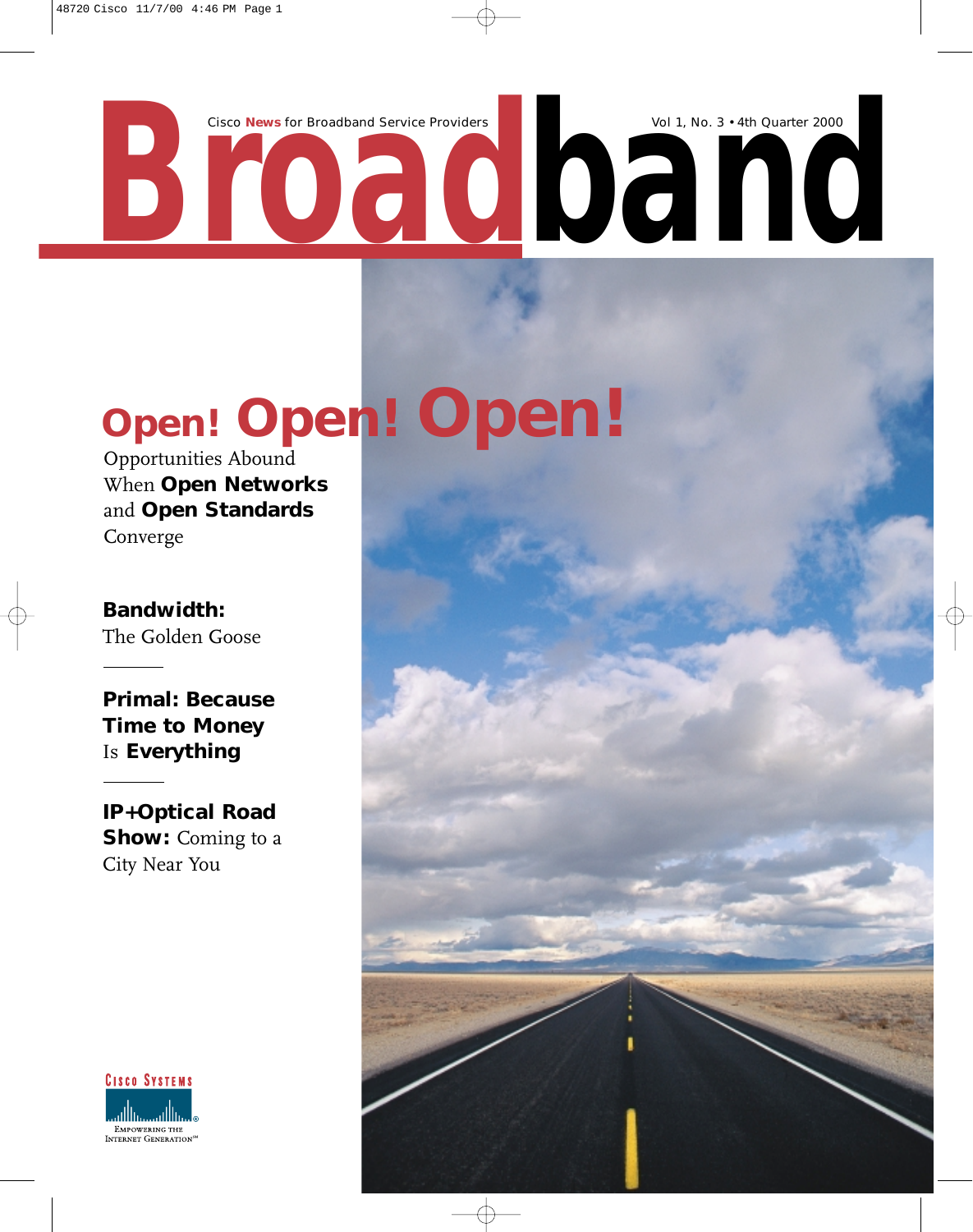# Broadband

Cisco **News** for Broadband Service Providers

Vol 1, No. 3 • 4th Quarter 2000

## Open! Open! Open!

Opportunities Abound When **Open Networks** and **Open Standards** Converge

**Bandwidth:** The Golden Goose

**Primal: Because Time to Money** Is **Everything**

**IP+Optical Road Show:** Coming to a City Near You

Cisco Systems

Empowering the Internet Generation℠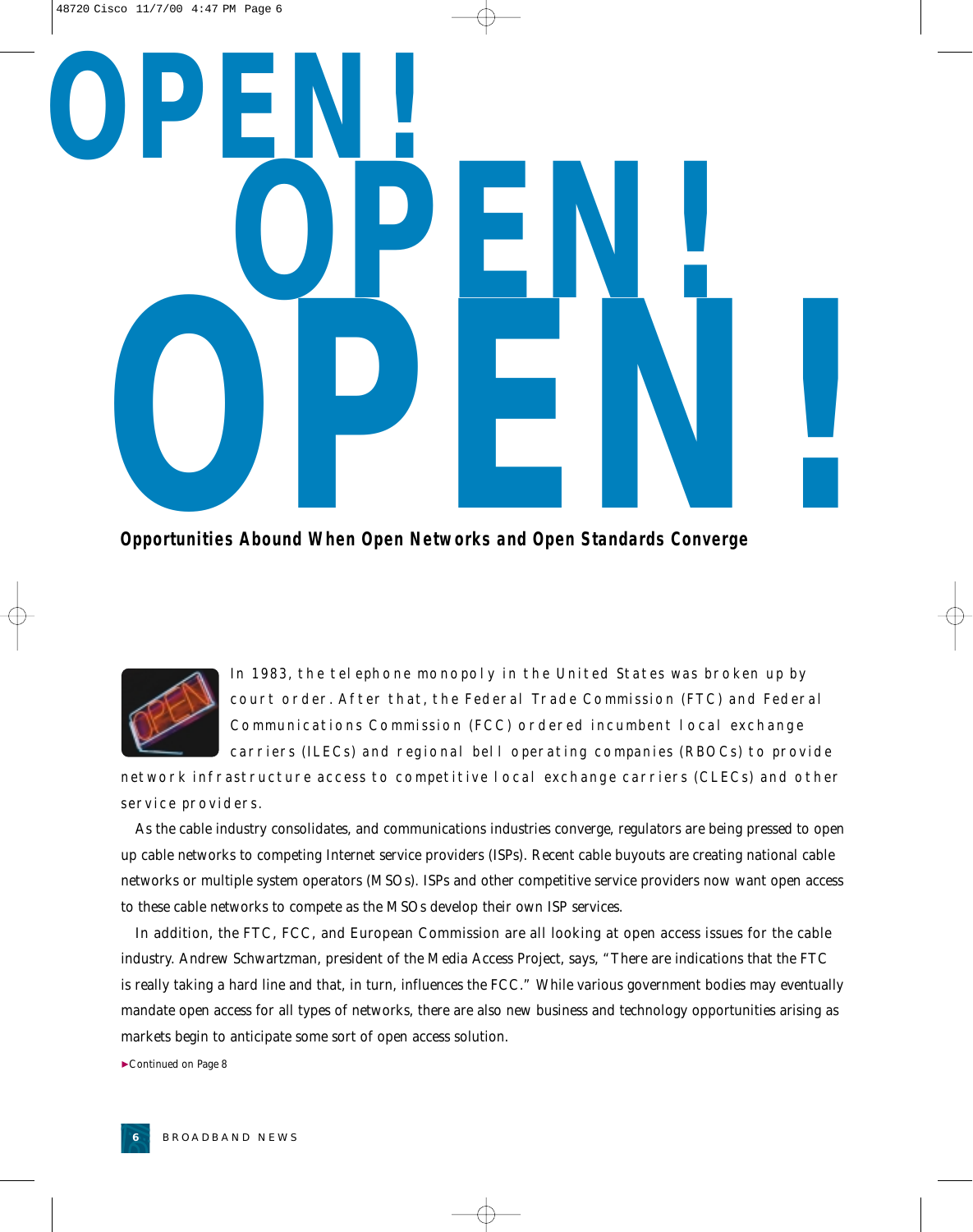# OPEN! OPEN! OPEN!

**Opportunities Abound When Open Networks and Open Standards Converge**

In 1983, the telephone monopoly in the United States was broken up by court order. After that, the Federal Trade Commission (FTC) and Federal Communications Commission (FCC) ordered incumbent local exchange carriers (ILECs) and regional bell operating companies (RBOCs) to provide network infrastructure access to competitive local exchange carriers (CLECs) and other service providers.

As the cable industry consolidates, and communications industries converge, regulators are being pressed to open up cable networks to competing Internet service providers (ISPs). Recent cable buyouts are creating national cable networks or multiple system operators (MSOs). ISPs and other competitive service providers now want open access to these cable networks to compete as the MSOs develop their own ISP services.

In addition, the FTC, FCC, and European Commission are all looking at open access issues for the cable industry. Andrew Schwartzman, president of the Media Access Project, says, "There are indications that the FTC is really taking a hard line and that, in turn, influences the FCC." While various government bodies may eventually mandate open access for all types of networks, there are also new business and technology opportunities arising as markets begin to anticipate some sort of open access solution.

►Continued on Page 8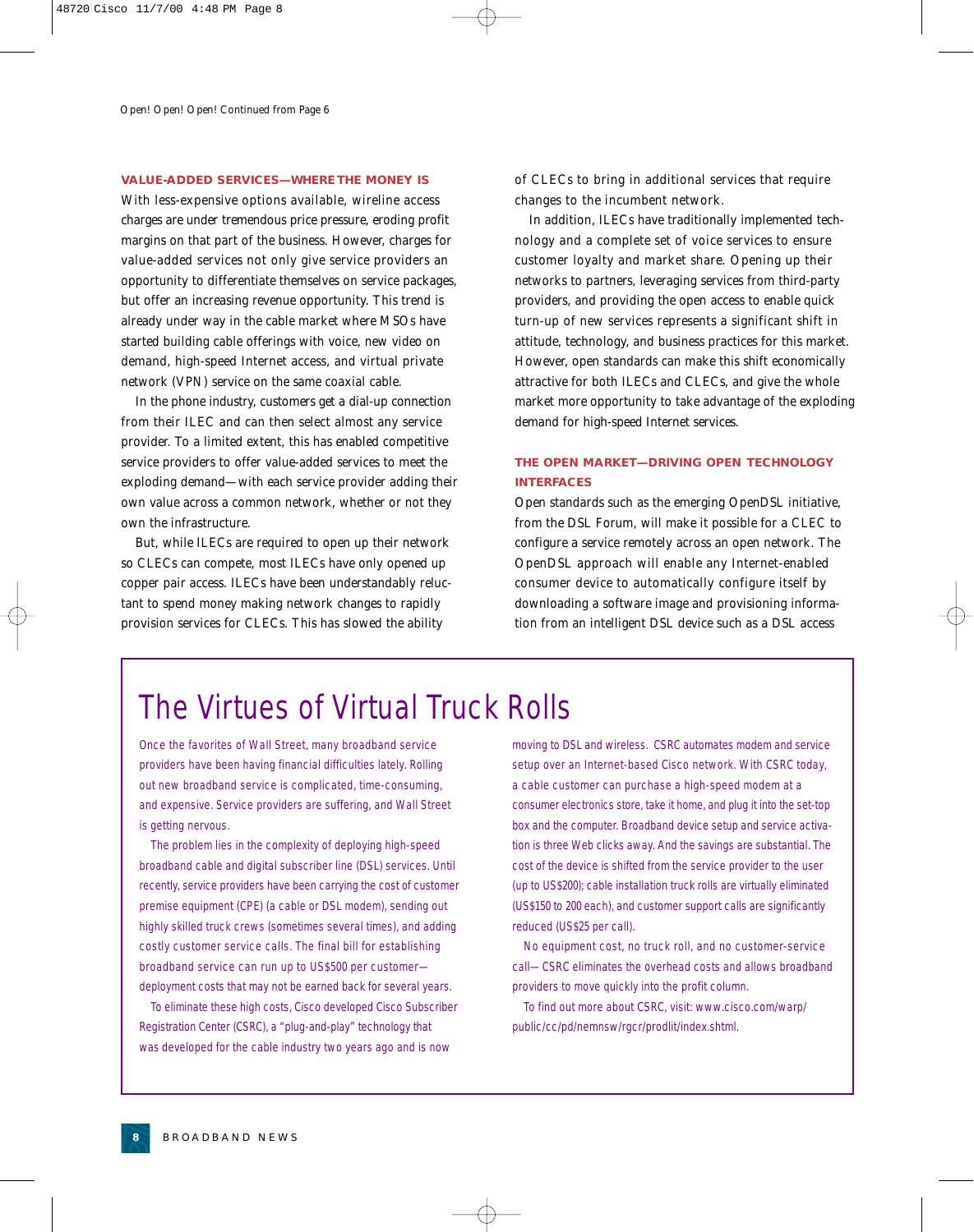*Open! Open! Open! Continued from Page 6*

**VALUE-ADDED SERVICES—WHERE THE MONEY IS**

With less-expensive options available, wireline access charges are under tremendous price pressure, eroding profit margins on that part of the business. However, charges for value-added services not only give service providers an opportunity to differentiate themselves on service packages, but offer an increasing revenue opportunity. This trend is already under way in the cable market where MSOs have started building cable offerings with voice, new video on demand, high-speed Internet access, and virtual private network (VPN) service on the same coaxial cable.

In the phone industry, customers get a dial-up connection from their ILEC and can then select almost any service provider. To a limited extent, this has enabled competitive service providers to offer value-added services to meet the exploding demand—with each service provider adding their own value across a common network, whether or not they own the infrastructure.

But, while ILECs are required to open up their network so CLECs can compete, most ILECs have only opened up copper pair access. ILECs have been understandably reluctant to spend money making network changes to rapidly provision services for CLECs. This has slowed the ability of CLECs to bring in additional services that require changes to the incumbent network.

In addition, ILECs have traditionally implemented technology and a complete set of voice services to ensure customer loyalty and market share. Opening up their networks to partners, leveraging services from third-party providers, and providing the open access to enable quick turn-up of new services represents a significant shift in attitude, technology, and business practices for this market. However, open standards can make this shift economically attractive for both ILECs and CLECs, and give the whole market more opportunity to take advantage of the exploding demand for high-speed Internet services.

**THE OPEN MARKET—DRIVING OPEN TECHNOLOGY INTERFACES**

Open standards such as the emerging OpenDSL initiative, from the DSL Forum, will make it possible for a CLEC to configure a service remotely across an open network. The OpenDSL approach will enable any Internet-enabled consumer device to automatically configure itself by downloading a software image and provisioning information from an intelligent DSL device such as a DSL access

## The Virtues of Virtual Truck Rolls

Once the favorites of Wall Street, many broadband service providers have been having financial difficulties lately. Rolling out new broadband service is complicated, time-consuming, and expensive. Service providers are suffering, and Wall Street is getting nervous.

The problem lies in the complexity of deploying high-speed broadband cable and digital subscriber line (DSL) services. Until recently, service providers have been carrying the cost of customer premise equipment (CPE) (a cable or DSL modem), sending out highly skilled truck crews (sometimes several times), and adding costly customer service calls. The final bill for establishing broadband service can run up to US$500 per customer—deployment costs that may not be earned back for several years.

To eliminate these high costs, Cisco developed Cisco Subscriber Registration Center (CSRC), a "plug-and-play" technology that was developed for the cable industry two years ago and is now moving to DSL and wireless. CSRC automates modem and service setup over an Internet-based Cisco network. With CSRC today, a cable customer can purchase a high-speed modem at a consumer electronics store, take it home, and plug it into the set-top box and the computer. Broadband device setup and service activation is three Web clicks away. And the savings are substantial. The cost of the device is shifted from the service provider to the user (up to US$200); cable installation truck rolls are virtually eliminated (US$150 to 200 each), and customer support calls are significantly reduced (US$25 per call).

No equipment cost, no truck roll, and no customer-service call—CSRC eliminates the overhead costs and allows broadband providers to move quickly into the profit column.

To find out more about CSRC, visit: www.cisco.com/warp/public/cc/pd/nemnsw/rgcr/prodlit/index.shtml.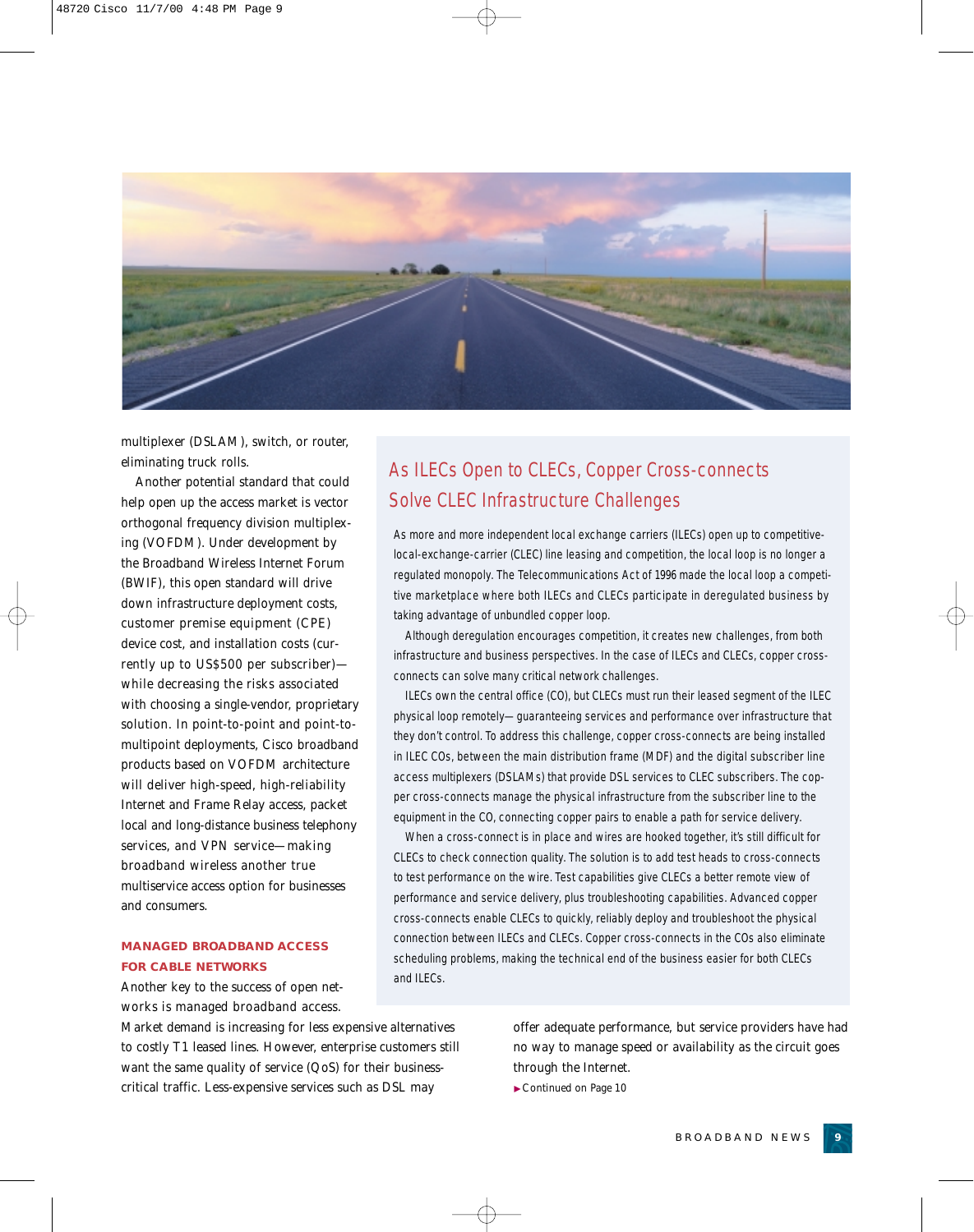multiplexer (DSLAM), switch, or router, eliminating truck rolls.

Another potential standard that could help open up the access market is vector orthogonal frequency division multiplexing (VOFDM). Under development by the Broadband Wireless Internet Forum (BWIF), this open standard will drive down infrastructure deployment costs, customer premise equipment (CPE) device cost, and installation costs (currently up to US$500 per subscriber)—while decreasing the risks associated with choosing a single-vendor, proprietary solution. In point-to-point and point-to-multipoint deployments, Cisco broadband products based on VOFDM architecture will deliver high-speed, high-reliability Internet and Frame Relay access, packet local and long-distance business telephony services, and VPN service—making broadband wireless another true multiservice access option for businesses and consumers.

## MANAGED BROADBAND ACCESS FOR CABLE NETWORKS

Another key to the success of open networks is managed broadband access. Market demand is increasing for less expensive alternatives to costly T1 leased lines. However, enterprise customers still want the same quality of service (QoS) for their business-critical traffic. Less-expensive services such as DSL may offer adequate performance, but service providers have had no way to manage speed or availability as the circuit goes through the Internet.

▶Continued on Page 10

## As ILECs Open to CLECs, Copper Cross-connects Solve CLEC Infrastructure Challenges

As more and more independent local exchange carriers (ILECs) open up to competitive-local-exchange-carrier (CLEC) line leasing and competition, the local loop is no longer a regulated monopoly. The Telecommunications Act of 1996 made the local loop a competitive marketplace where both ILECs and CLECs participate in deregulated business by taking advantage of unbundled copper loop.

Although deregulation encourages competition, it creates new challenges, from both infrastructure and business perspectives. In the case of ILECs and CLECs, copper cross-connects can solve many critical network challenges.

ILECs own the central office (CO), but CLECs must run their leased segment of the ILEC physical loop remotely— guaranteeing services and performance over infrastructure that they don't control. To address this challenge, copper cross-connects are being installed in ILEC COs, between the main distribution frame (MDF) and the digital subscriber line access multiplexers (DSLAMs) that provide DSL services to CLEC subscribers. The copper cross-connects manage the physical infrastructure from the subscriber line to the equipment in the CO, connecting copper pairs to enable a path for service delivery.

When a cross-connect is in place and wires are hooked together, it's still difficult for CLECs to check connection quality. The solution is to add test heads to cross-connects to test performance on the wire. Test capabilities give CLECs a better remote view of performance and service delivery, plus troubleshooting capabilities. Advanced copper cross-connects enable CLECs to quickly, reliably deploy and troubleshoot the physical connection between ILECs and CLECs. Copper cross-connects in the COs also eliminate scheduling problems, making the technical end of the business easier for both CLECs and ILECs.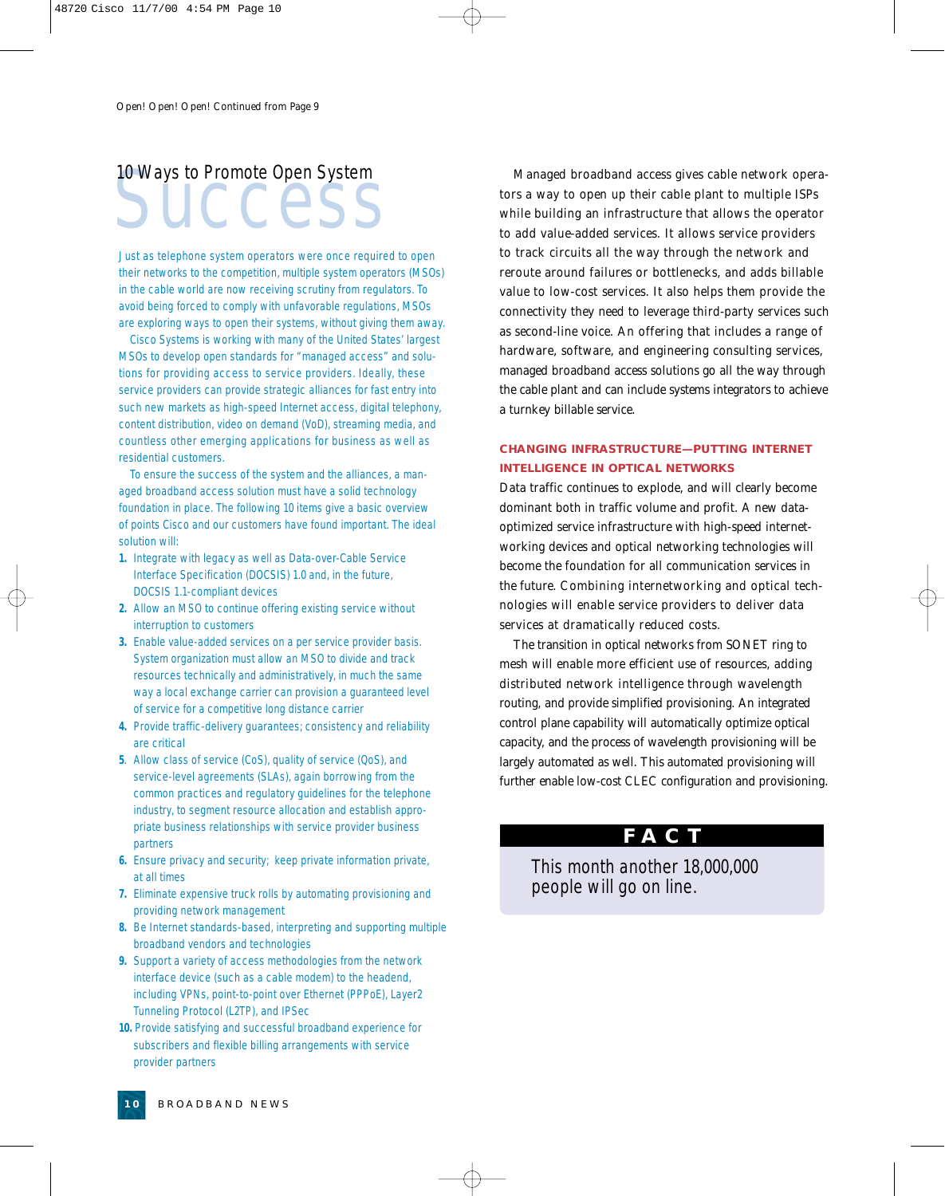Open! Open! Open! Continued from Page 9

# 10 Ways to Promote Open System Success

Just as telephone system operators were once required to open their networks to the competition, multiple system operators (MSOs) in the cable world are now receiving scrutiny from regulators. To avoid being forced to comply with unfavorable regulations, MSOs are exploring ways to open their systems, without giving them away.

Cisco Systems is working with many of the United States' largest MSOs to develop open standards for "managed access" and solutions for providing access to service providers. Ideally, these service providers can provide strategic alliances for fast entry into such new markets as high-speed Internet access, digital telephony, content distribution, video on demand (VoD), streaming media, and countless other emerging applications for business as well as residential customers.

To ensure the success of the system and the alliances, a managed broadband access solution must have a solid technology foundation in place. The following 10 items give a basic overview of points Cisco and our customers have found important. The ideal solution will:

1. Integrate with legacy as well as Data-over-Cable Service Interface Specification (DOCSIS) 1.0 and, in the future, DOCSIS 1.1-compliant devices
2. Allow an MSO to continue offering existing service without interruption to customers
3. Enable value-added services on a per service provider basis. System organization must allow an MSO to divide and track resources technically and administratively, in much the same way a local exchange carrier can provision a guaranteed level of service for a competitive long distance carrier
4. Provide traffic-delivery guarantees; consistency and reliability are critical
5. Allow class of service (CoS), quality of service (QoS), and service-level agreements (SLAs), again borrowing from the common practices and regulatory guidelines for the telephone industry, to segment resource allocation and establish appropriate business relationships with service provider business partners
6. Ensure privacy and security; keep private information private, at all times
7. Eliminate expensive truck rolls by automating provisioning and providing network management
8. Be Internet standards-based, interpreting and supporting multiple broadband vendors and technologies
9. Support a variety of access methodologies from the network interface device (such as a cable modem) to the headend, including VPNs, point-to-point over Ethernet (PPPoE), Layer2 Tunneling Protocol (L2TP), and IPSec
10. Provide satisfying and successful broadband experience for subscribers and flexible billing arrangements with service provider partners

Managed broadband access gives cable network operators a way to open up their cable plant to multiple ISPs while building an infrastructure that allows the operator to add value-added services. It allows service providers to track circuits all the way through the network and reroute around failures or bottlenecks, and adds billable value to low-cost services. It also helps them provide the connectivity they need to leverage third-party services such as second-line voice. An offering that includes a range of hardware, software, and engineering consulting services, managed broadband access solutions go all the way through the cable plant and can include systems integrators to achieve a turnkey billable service.

## CHANGING INFRASTRUCTURE—PUTTING INTERNET INTELLIGENCE IN OPTICAL NETWORKS

Data traffic continues to explode, and will clearly become dominant both in traffic volume and profit. A new data-optimized service infrastructure with high-speed internetworking devices and optical networking technologies will become the foundation for all communication services in the future. Combining internetworking and optical technologies will enable service providers to deliver data services at dramatically reduced costs.

The transition in optical networks from SONET ring to mesh will enable more efficient use of resources, adding distributed network intelligence through wavelength routing, and provide simplified provisioning. An integrated control plane capability will automatically optimize optical capacity, and the process of wavelength provisioning will be largely automated as well. This automated provisioning will further enable low-cost CLEC configuration and provisioning.

**FACT**

This month another 18,000,000 people will go on line.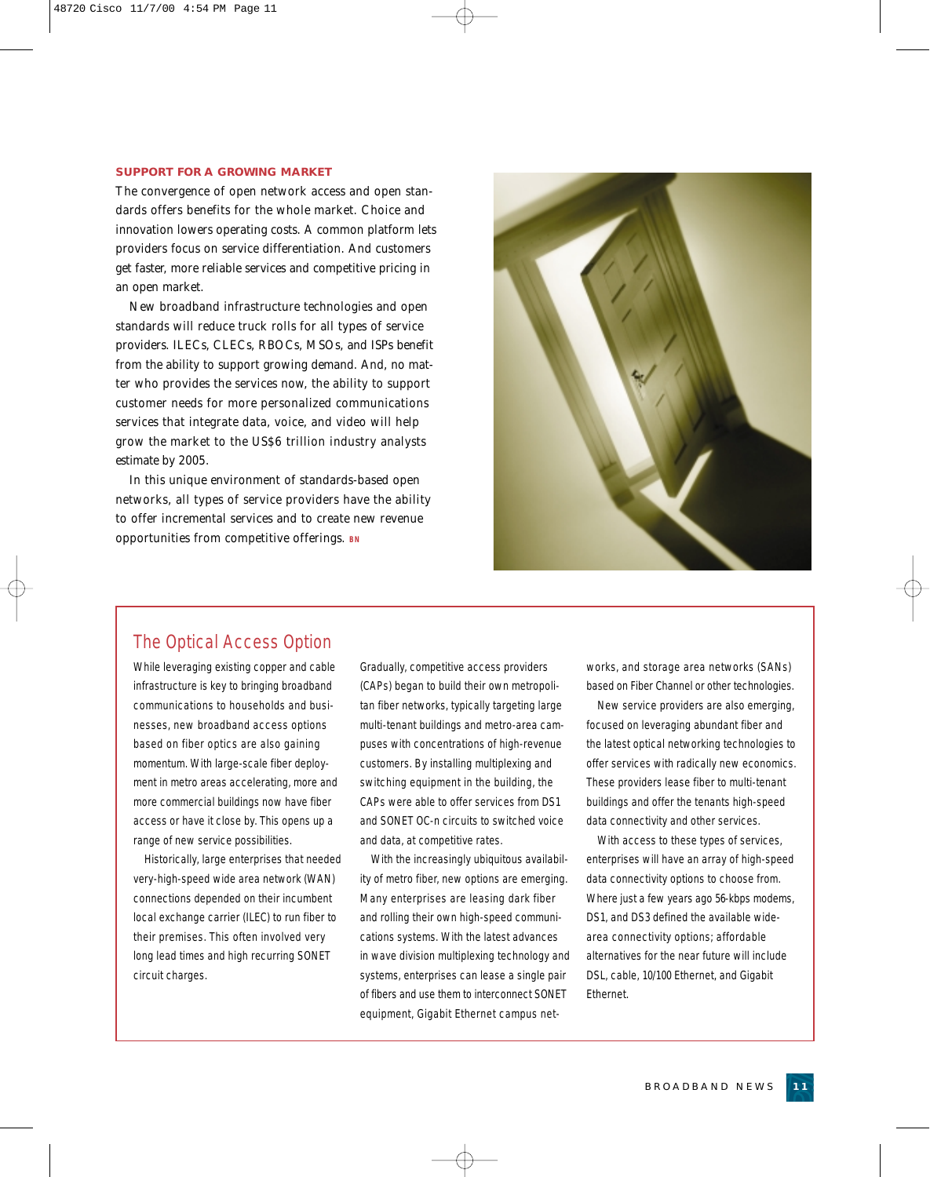## SUPPORT FOR A GROWING MARKET

The convergence of open network access and open standards offers benefits for the whole market. Choice and innovation lowers operating costs. A common platform lets providers focus on service differentiation. And customers get faster, more reliable services and competitive pricing in an open market.

New broadband infrastructure technologies and open standards will reduce truck rolls for all types of service providers. ILECs, CLECs, RBOCs, MSOs, and ISPs benefit from the ability to support growing demand. And, no matter who provides the services now, the ability to support customer needs for more personalized communications services that integrate data, voice, and video will help grow the market to the US$6 trillion industry analysts estimate by 2005.

In this unique environment of standards-based open networks, all types of service providers have the ability to offer incremental services and to create new revenue opportunities from competitive offerings. BN

## The Optical Access Option

While leveraging existing copper and cable infrastructure is key to bringing broadband communications to households and businesses, new broadband access options based on fiber optics are also gaining momentum. With large-scale fiber deployment in metro areas accelerating, more and more commercial buildings now have fiber access or have it close by. This opens up a range of new service possibilities.

Historically, large enterprises that needed very-high-speed wide area network (WAN) connections depended on their incumbent local exchange carrier (ILEC) to run fiber to their premises. This often involved very long lead times and high recurring SONET circuit charges.

Gradually, competitive access providers (CAPs) began to build their own metropolitan fiber networks, typically targeting large multi-tenant buildings and metro-area campuses with concentrations of high-revenue customers. By installing multiplexing and switching equipment in the building, the CAPs were able to offer services from DS1 and SONET OC-n circuits to switched voice and data, at competitive rates.

With the increasingly ubiquitous availability of metro fiber, new options are emerging. Many enterprises are leasing dark fiber and rolling their own high-speed communications systems. With the latest advances in wave division multiplexing technology and systems, enterprises can lease a single pair of fibers and use them to interconnect SONET equipment, Gigabit Ethernet campus networks, and storage area networks (SANs) based on Fiber Channel or other technologies.

New service providers are also emerging, focused on leveraging abundant fiber and the latest optical networking technologies to offer services with radically new economics. These providers lease fiber to multi-tenant buildings and offer the tenants high-speed data connectivity and other services.

With access to these types of services, enterprises will have an array of high-speed data connectivity options to choose from. Where just a few years ago 56-kbps modems, DS1, and DS3 defined the available wide-area connectivity options; affordable alternatives for the near future will include DSL, cable, 10/100 Ethernet, and Gigabit Ethernet.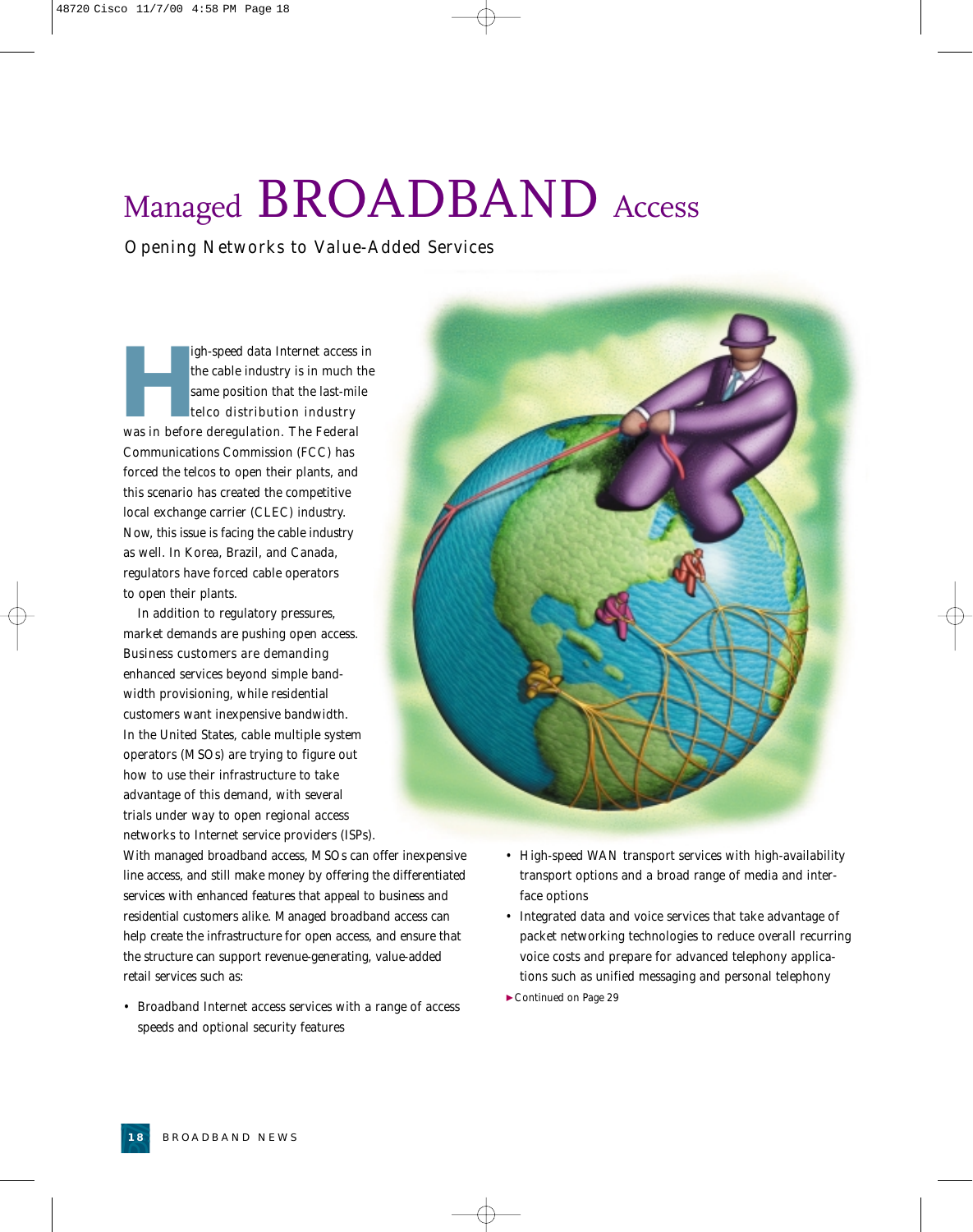# Managed BROADBAND Access

## Opening Networks to Value-Added Services

High-speed data Internet access in the cable industry is in much the same position that the last-mile telco distribution industry was in before deregulation. The Federal Communications Commission (FCC) has forced the telcos to open their plants, and this scenario has created the competitive local exchange carrier (CLEC) industry. Now, this issue is facing the cable industry as well. In Korea, Brazil, and Canada, regulators have forced cable operators to open their plants.

In addition to regulatory pressures, market demands are pushing open access. Business customers are demanding enhanced services beyond simple bandwidth provisioning, while residential customers want inexpensive bandwidth. In the United States, cable multiple system operators (MSOs) are trying to figure out how to use their infrastructure to take advantage of this demand, with several trials under way to open regional access networks to Internet service providers (ISPs). With managed broadband access, MSOs can offer inexpensive line access, and still make money by offering the differentiated services with enhanced features that appeal to business and residential customers alike. Managed broadband access can help create the infrastructure for open access, and ensure that the structure can support revenue-generating, value-added retail services such as:

- Broadband Internet access services with a range of access speeds and optional security features
- High-speed WAN transport services with high-availability transport options and a broad range of media and interface options
- Integrated data and voice services that take advantage of packet networking technologies to reduce overall recurring voice costs and prepare for advanced telephony applications such as unified messaging and personal telephony

▶ Continued on Page 29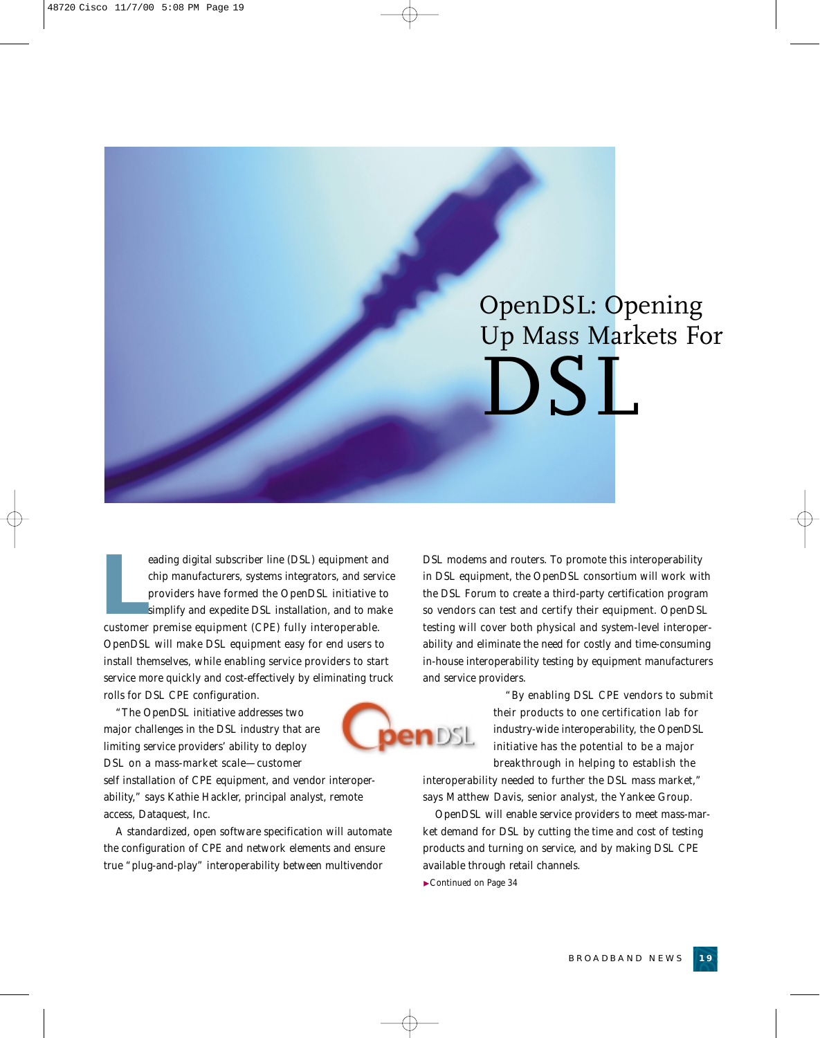# OpenDSL: Opening Up Mass Markets For DSL

Leading digital subscriber line (DSL) equipment and chip manufacturers, systems integrators, and service providers have formed the OpenDSL initiative to simplify and expedite DSL installation, and to make customer premise equipment (CPE) fully interoperable. OpenDSL will make DSL equipment easy for end users to install themselves, while enabling service providers to start service more quickly and cost-effectively by eliminating truck rolls for DSL CPE configuration.

"The OpenDSL initiative addresses two major challenges in the DSL industry that are limiting service providers' ability to deploy DSL on a mass-market scale—customer self installation of CPE equipment, and vendor interoperability," says Kathie Hackler, principal analyst, remote access, Dataquest, Inc.

A standardized, open software specification will automate the configuration of CPE and network elements and ensure true "plug-and-play" interoperability between multivendor DSL modems and routers. To promote this interoperability in DSL equipment, the OpenDSL consortium will work with the DSL Forum to create a third-party certification program so vendors can test and certify their equipment. OpenDSL testing will cover both physical and system-level interoperability and eliminate the need for costly and time-consuming in-house interoperability testing by equipment manufacturers and service providers.

"By enabling DSL CPE vendors to submit their products to one certification lab for industry-wide interoperability, the OpenDSL initiative has the potential to be a major breakthrough in helping to establish the interoperability needed to further the DSL mass market," says Matthew Davis, senior analyst, the Yankee Group.

OpenDSL will enable service providers to meet mass-market demand for DSL by cutting the time and cost of testing products and turning on service, and by making DSL CPE available through retail channels.

▶Continued on Page 34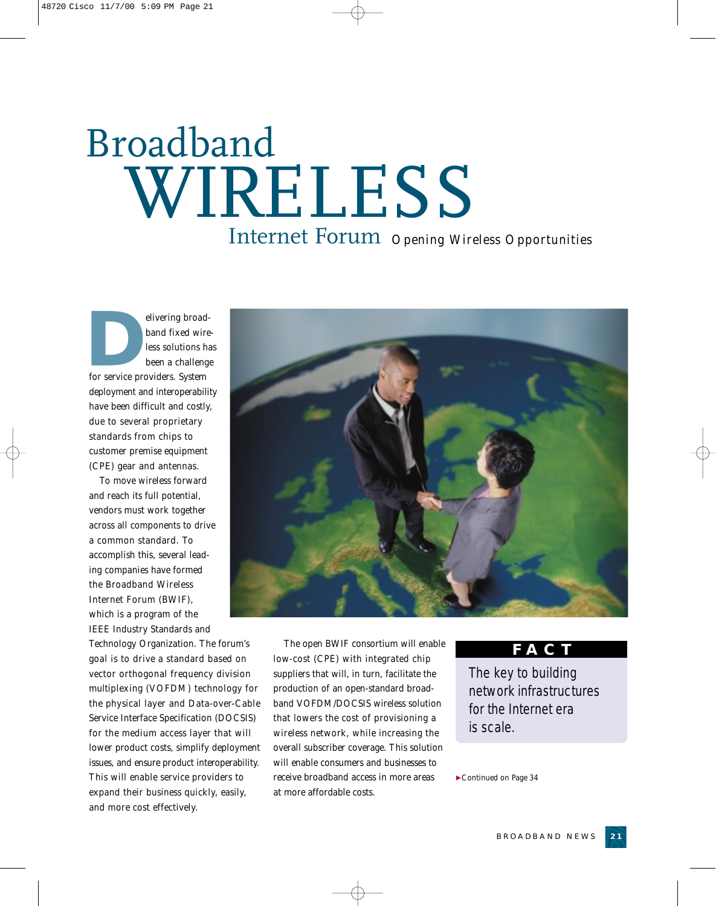# Broadband WIRELESS Internet Forum

## Opening Wireless Opportunities

Delivering broadband fixed wireless solutions has been a challenge for service providers. System deployment and interoperability have been difficult and costly, due to several proprietary standards from chips to customer premise equipment (CPE) gear and antennas.

To move wireless forward and reach its full potential, vendors must work together across all components to drive a common standard. To accomplish this, several leading companies have formed the Broadband Wireless Internet Forum (BWIF), which is a program of the IEEE Industry Standards and Technology Organization. The forum's goal is to drive a standard based on vector orthogonal frequency division multiplexing (VOFDM) technology for the physical layer and Data-over-Cable Service Interface Specification (DOCSIS) for the medium access layer that will lower product costs, simplify deployment issues, and ensure product interoperability. This will enable service providers to expand their business quickly, easily, and more cost effectively.

The open BWIF consortium will enable low-cost (CPE) with integrated chip suppliers that will, in turn, facilitate the production of an open-standard broadband VOFDM/DOCSIS wireless solution that lowers the cost of provisioning a wireless network, while increasing the overall subscriber coverage. This solution will enable consumers and businesses to receive broadband access in more areas at more affordable costs.

**FACT**

The key to building network infrastructures for the Internet era is scale.

►Continued on Page 34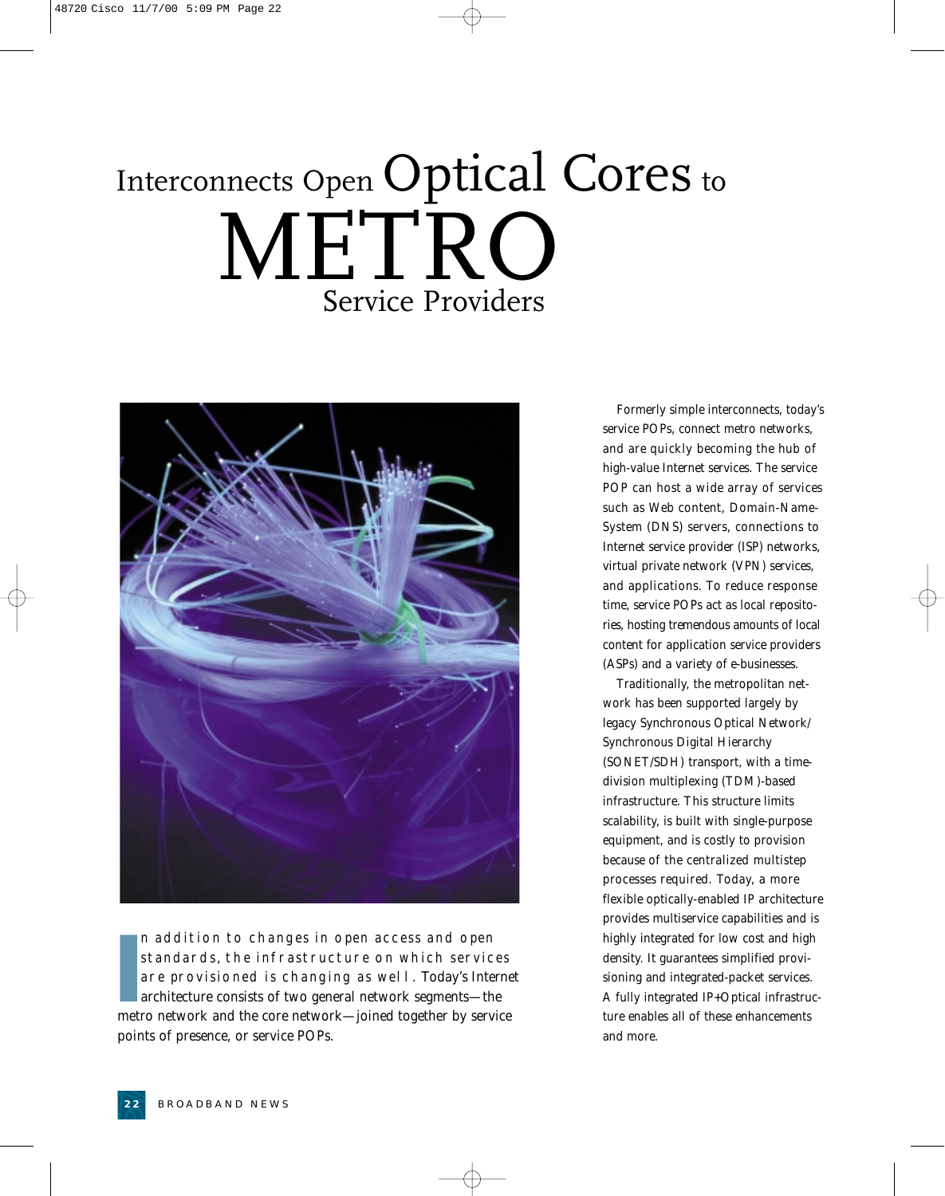# Interconnects Open Optical Cores to METRO Service Providers

In addition to changes in open access and open standards, the infrastructure on which services are provisioned is changing as well. Today's Internet architecture consists of two general network segments—the metro network and the core network—joined together by service points of presence, or service POPs.

Formerly simple interconnects, today's service POPs, connect metro networks, and are quickly becoming the hub of high-value Internet services. The service POP can host a wide array of services such as Web content, Domain-Name-System (DNS) servers, connections to Internet service provider (ISP) networks, virtual private network (VPN) services, and applications. To reduce response time, service POPs act as local repositories, hosting tremendous amounts of local content for application service providers (ASPs) and a variety of e-businesses.

Traditionally, the metropolitan network has been supported largely by legacy Synchronous Optical Network/Synchronous Digital Hierarchy (SONET/SDH) transport, with a time-division multiplexing (TDM)-based infrastructure. This structure limits scalability, is built with single-purpose equipment, and is costly to provision because of the centralized multistep processes required. Today, a more flexible optically-enabled IP architecture provides multiservice capabilities and is highly integrated for low cost and high density. It guarantees simplified provisioning and integrated-packet services. A fully integrated IP+Optical infrastructure enables all of these enhancements and more.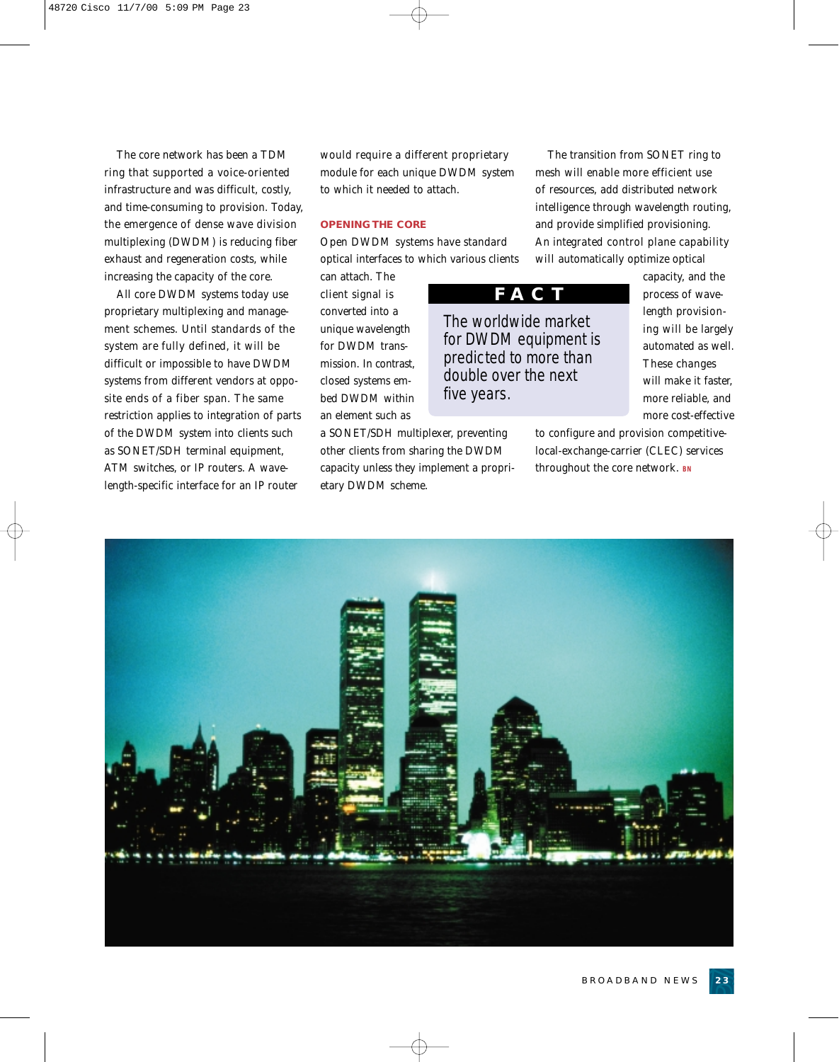The core network has been a TDM ring that supported a voice-oriented infrastructure and was difficult, costly, and time-consuming to provision. Today, the emergence of dense wave division multiplexing (DWDM) is reducing fiber exhaust and regeneration costs, while increasing the capacity of the core.

All core DWDM systems today use proprietary multiplexing and management schemes. Until standards of the system are fully defined, it will be difficult or impossible to have DWDM systems from different vendors at opposite ends of a fiber span. The same restriction applies to integration of parts of the DWDM system into clients such as SONET/SDH terminal equipment, ATM switches, or IP routers. A wavelength-specific interface for an IP router would require a different proprietary module for each unique DWDM system to which it needed to attach.

### OPENING THE CORE

Open DWDM systems have standard optical interfaces to which various clients can attach. The client signal is converted into a unique wavelength for DWDM transmission. In contrast, closed systems embed DWDM within an element such as a SONET/SDH multiplexer, preventing other clients from sharing the DWDM capacity unless they implement a proprietary DWDM scheme.

> **FACT**
>
> The worldwide market for DWDM equipment is predicted to more than double over the next five years.

The transition from SONET ring to mesh will enable more efficient use of resources, add distributed network intelligence through wavelength routing, and provide simplified provisioning. An integrated control plane capability will automatically optimize optical capacity, and the process of wavelength provisioning will be largely automated as well. These changes will make it faster, more reliable, and more cost-effective to configure and provision competitive-local-exchange-carrier (CLEC) services throughout the core network. BN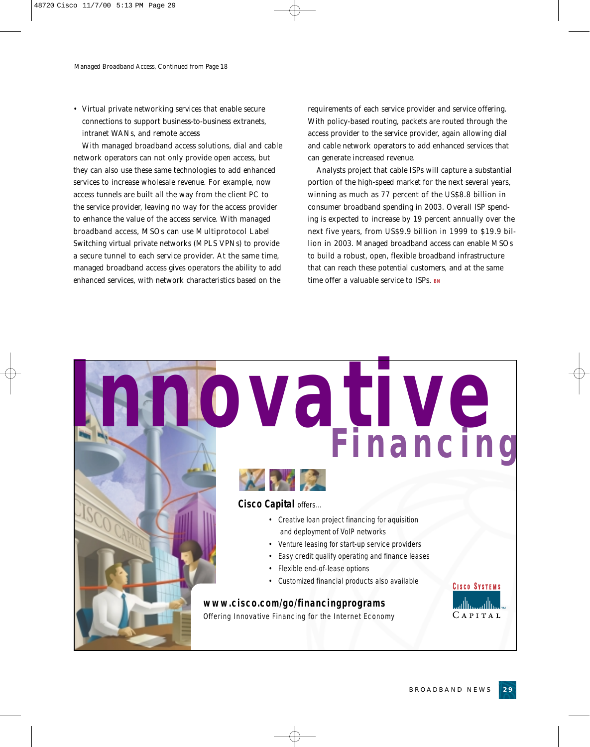Managed Broadband Access, Continued from Page 18

- Virtual private networking services that enable secure connections to support business-to-business extranets, intranet WANs, and remote access

With managed broadband access solutions, dial and cable network operators can not only provide open access, but they can also use these same technologies to add enhanced services to increase wholesale revenue. For example, now access tunnels are built all the way from the client PC to the service provider, leaving no way for the access provider to enhance the value of the access service. With managed broadband access, MSOs can use Multiprotocol Label Switching virtual private networks (MPLS VPNs) to provide a secure tunnel to each service provider. At the same time, managed broadband access gives operators the ability to add enhanced services, with network characteristics based on the requirements of each service provider and service offering. With policy-based routing, packets are routed through the access provider to the service provider, again allowing dial and cable network operators to add enhanced services that can generate increased revenue.

Analysts project that cable ISPs will capture a substantial portion of the high-speed market for the next several years, winning as much as 77 percent of the US$8.8 billion in consumer broadband spending in 2003. Overall ISP spending is expected to increase by 19 percent annually over the next five years, from US$9.9 billion in 1999 to $19.9 billion in 2003. Managed broadband access can enable MSOs to build a robust, open, flexible broadband infrastructure that can reach these potential customers, and at the same time offer a valuable service to ISPs. BN

# Innovative Financing

**Cisco Capital** offers...

- Creative loan project financing for aquisition and deployment of VoIP networks
- Venture leasing for start-up service providers
- Easy credit qualify operating and finance leases
- Flexible end-of-lease options
- Customized financial products also available

**www.cisco.com/go/financingprograms**

Offering Innovative Financing for the Internet Economy

Cisco Systems Capital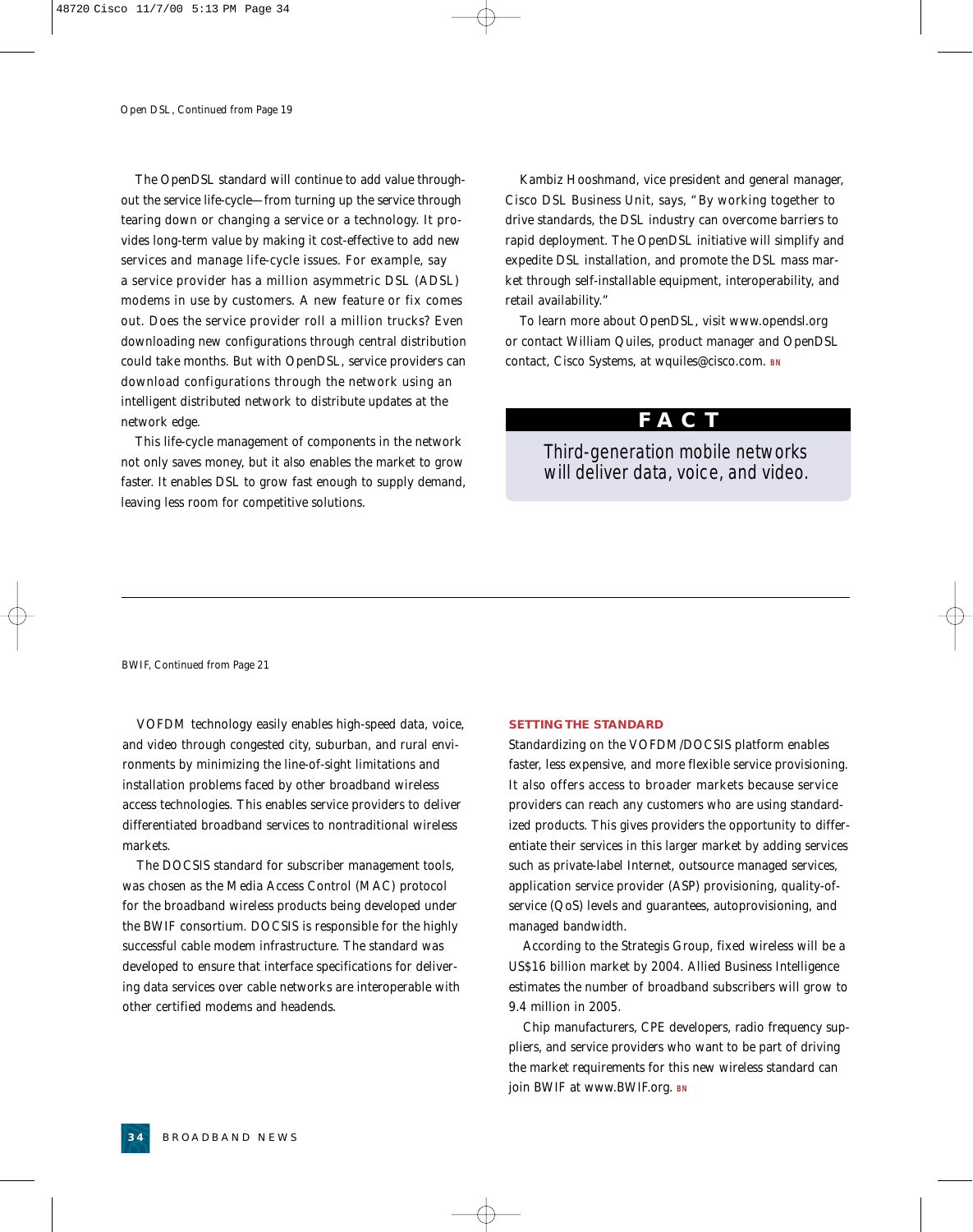Open DSL, Continued from Page 19

The OpenDSL standard will continue to add value throughout the service life-cycle—from turning up the service through tearing down or changing a service or a technology. It provides long-term value by making it cost-effective to add new services and manage life-cycle issues. For example, say a service provider has a million asymmetric DSL (ADSL) modems in use by customers. A new feature or fix comes out. Does the service provider roll a million trucks? Even downloading new configurations through central distribution could take months. But with OpenDSL, service providers can download configurations through the network using an intelligent distributed network to distribute updates at the network edge.

This life-cycle management of components in the network not only saves money, but it also enables the market to grow faster. It enables DSL to grow fast enough to supply demand, leaving less room for competitive solutions.

Kambiz Hooshmand, vice president and general manager, Cisco DSL Business Unit, says, "By working together to drive standards, the DSL industry can overcome barriers to rapid deployment. The OpenDSL initiative will simplify and expedite DSL installation, and promote the DSL mass market through self-installable equipment, interoperability, and retail availability."

To learn more about OpenDSL, visit www.opendsl.org or contact William Quiles, product manager and OpenDSL contact, Cisco Systems, at wquiles@cisco.com. BN

**FACT**

Third-generation mobile networks will deliver data, voice, and video.

---

BWIF, Continued from Page 21

VOFDM technology easily enables high-speed data, voice, and video through congested city, suburban, and rural environments by minimizing the line-of-sight limitations and installation problems faced by other broadband wireless access technologies. This enables service providers to deliver differentiated broadband services to nontraditional wireless markets.

The DOCSIS standard for subscriber management tools, was chosen as the Media Access Control (MAC) protocol for the broadband wireless products being developed under the BWIF consortium. DOCSIS is responsible for the highly successful cable modem infrastructure. The standard was developed to ensure that interface specifications for delivering data services over cable networks are interoperable with other certified modems and headends.

**SETTING THE STANDARD**

Standardizing on the VOFDM/DOCSIS platform enables faster, less expensive, and more flexible service provisioning. It also offers access to broader markets because service providers can reach any customers who are using standardized products. This gives providers the opportunity to differentiate their services in this larger market by adding services such as private-label Internet, outsource managed services, application service provider (ASP) provisioning, quality-of-service (QoS) levels and guarantees, autoprovisioning, and managed bandwidth.

According to the Strategis Group, fixed wireless will be a US$16 billion market by 2004. Allied Business Intelligence estimates the number of broadband subscribers will grow to 9.4 million in 2005.

Chip manufacturers, CPE developers, radio frequency suppliers, and service providers who want to be part of driving the market requirements for this new wireless standard can join BWIF at www.BWIF.org. BN